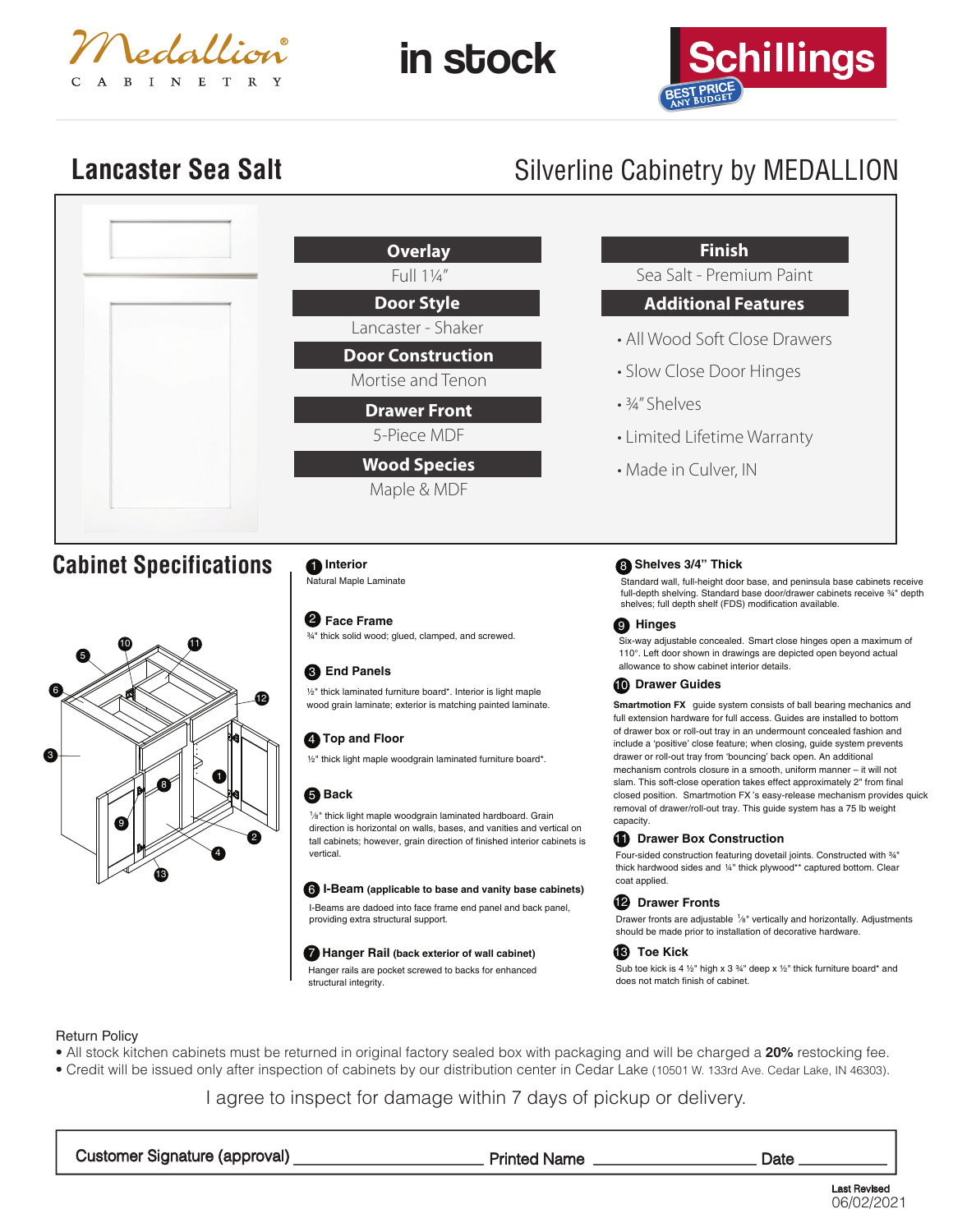Medallion® CABINETRY

in stock

Schillings BEST PRICE ANY BUDGET

# Lancaster Sea Salt

## Silverline Cabinetry by MEDALLION

| Overlay | Finish |
|---|---|
| Full 1¼" | Sea Salt - Premium Paint |

**Door Style**
Lancaster - Shaker

**Door Construction**
Mortise and Tenon

**Drawer Front**
5-Piece MDF

**Wood Species**
Maple & MDF

**Additional Features**

- All Wood Soft Close Drawers
- Slow Close Door Hinges
- ¾" Shelves
- Limited Lifetime Warranty
- Made in Culver, IN

## Cabinet Specifications

**1 Interior**
Natural Maple Laminate

**2 Face Frame**
¾" thick solid wood; glued, clamped, and screwed.

**3 End Panels**
½" thick laminated furniture board*. Interior is light maple wood grain laminate; exterior is matching painted laminate.

**4 Top and Floor**
½" thick light maple woodgrain laminated furniture board*.

**5 Back**
⅛" thick light maple woodgrain laminated hardboard. Grain direction is horizontal on walls, bases, and vanities and vertical on tall cabinets; however, grain direction of finished interior cabinets is vertical.

**6 I-Beam (applicable to base and vanity base cabinets)**
I-Beams are dadoed into face frame end panel and back panel, providing extra structural support.

**7 Hanger Rail (back exterior of wall cabinet)**
Hanger rails are pocket screwed to backs for enhanced structural integrity.

**8 Shelves 3/4" Thick**
Standard wall, full-height door base, and peninsula base cabinets receive full-depth shelving. Standard base door/drawer cabinets receive ¾" depth shelves; full depth shelf (FDS) modification available.

**9 Hinges**
Six-way adjustable concealed. Smart close hinges open a maximum of 110°. Left door shown in drawings are depicted open beyond actual allowance to show cabinet interior details.

**10 Drawer Guides**
**Smartmotion FX** guide system consists of ball bearing mechanics and full extension hardware for full access. Guides are installed to bottom of drawer box or roll-out tray in an undermount concealed fashion and include a 'positive' close feature; when closing, guide system prevents drawer or roll-out tray from 'bouncing' back open. An additional mechanism controls closure in a smooth, uniform manner – it will not slam. This soft-close operation takes effect approximately 2" from final closed position. Smartmotion FX 's easy-release mechanism provides quick removal of drawer/roll-out tray. This guide system has a 75 lb weight capacity.

**11 Drawer Box Construction**
Four-sided construction featuring dovetail joints. Constructed with ¾" thick hardwood sides and ¼" thick plywood** captured bottom. Clear coat applied.

**12 Drawer Fronts**
Drawer fronts are adjustable ⅛" vertically and horizontally. Adjustments should be made prior to installation of decorative hardware.

**13 Toe Kick**
Sub toe kick is 4 ½" high x 3 ¾" deep x ½" thick furniture board* and does not match finish of cabinet.

Return Policy

- All stock kitchen cabinets must be returned in original factory sealed box with packaging and will be charged a **20%** restocking fee.
- Credit will be issued only after inspection of cabinets by our distribution center in Cedar Lake (10501 W. 133rd Ave. Cedar Lake, IN 46303).

I agree to inspect for damage within 7 days of pickup or delivery.

Customer Signature (approval) ____________________ Printed Name ____________________ Date __________

Last Revised 06/02/2021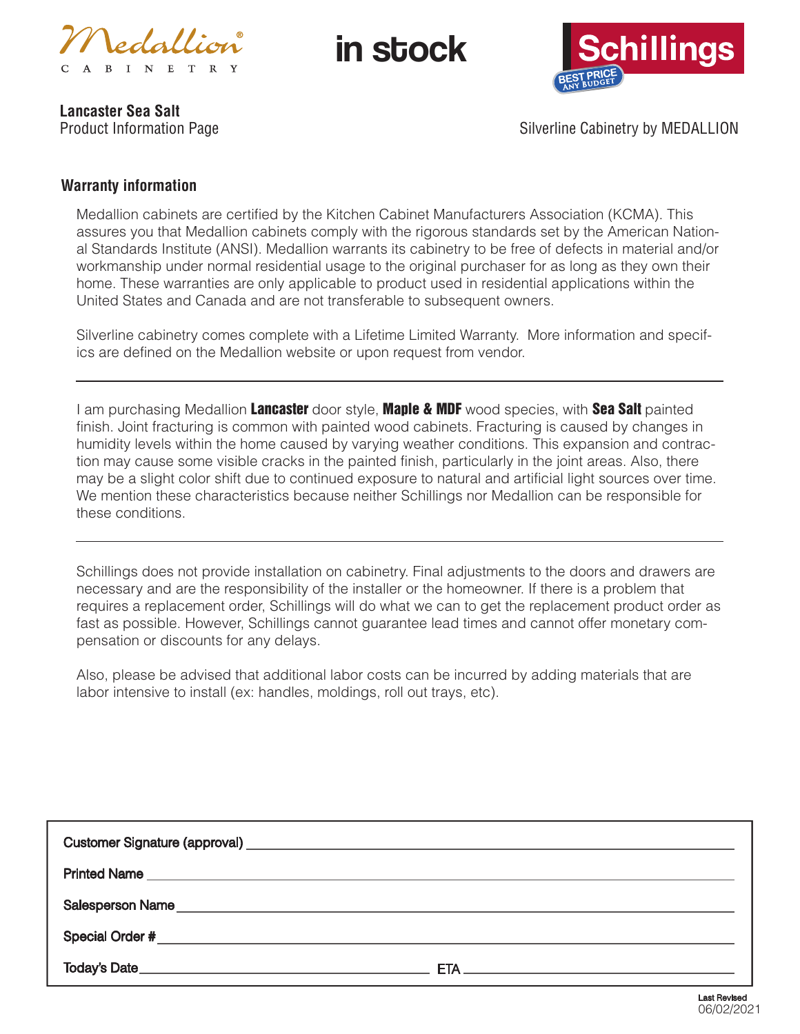Medallion® CABINETRY

# in stock

Schillings BEST PRICE ANY BUDGET

**Lancaster Sea Salt**
Product Information Page

Silverline Cabinetry by MEDALLION

## Warranty information

Medallion cabinets are certified by the Kitchen Cabinet Manufacturers Association (KCMA). This assures you that Medallion cabinets comply with the rigorous standards set by the American National Standards Institute (ANSI). Medallion warrants its cabinetry to be free of defects in material and/or workmanship under normal residential usage to the original purchaser for as long as they own their home. These warranties are only applicable to product used in residential applications within the United States and Canada and are not transferable to subsequent owners.

Silverline cabinetry comes complete with a Lifetime Limited Warranty. More information and specifics are defined on the Medallion website or upon request from vendor.

---

I am purchasing Medallion **Lancaster** door style, **Maple & MDF** wood species, with **Sea Salt** painted finish. Joint fracturing is common with painted wood cabinets. Fracturing is caused by changes in humidity levels within the home caused by varying weather conditions. This expansion and contraction may cause some visible cracks in the painted finish, particularly in the joint areas. Also, there may be a slight color shift due to continued exposure to natural and artificial light sources over time. We mention these characteristics because neither Schillings nor Medallion can be responsible for these conditions.

---

Schillings does not provide installation on cabinetry. Final adjustments to the doors and drawers are necessary and are the responsibility of the installer or the homeowner. If there is a problem that requires a replacement order, Schillings will do what we can to get the replacement product order as fast as possible. However, Schillings cannot guarantee lead times and cannot offer monetary compensation or discounts for any delays.

Also, please be advised that additional labor costs can be incurred by adding materials that are labor intensive to install (ex: handles, moldings, roll out trays, etc).

Customer Signature (approval) ______________________

Printed Name ______________________

Salesperson Name ______________________

Special Order # ______________________

Today's Date ______________________ ETA ______________________

Last Revised 06/02/2021